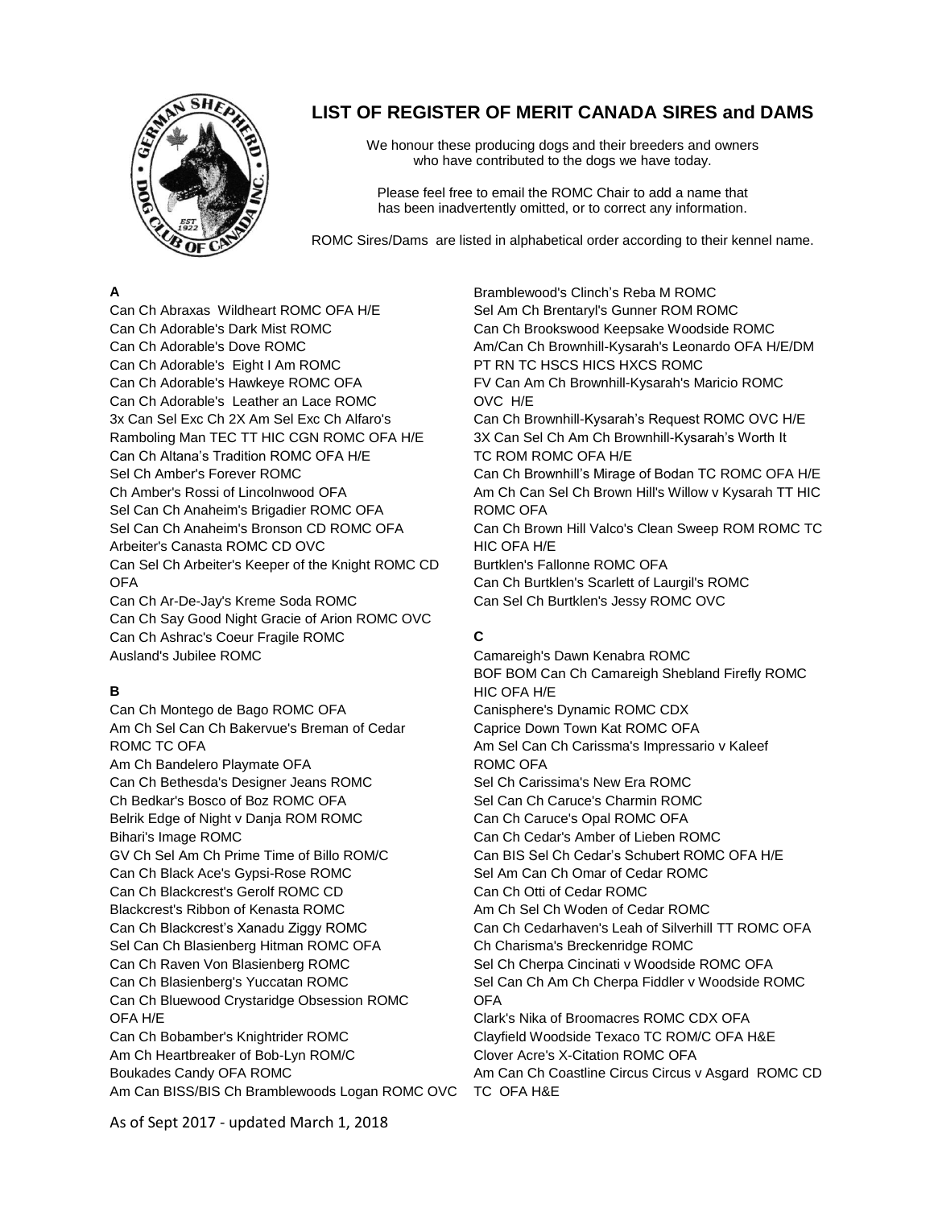# LIST OF REGISTER OF MERIT CANADA SIRES and DAMS

We honour these producing dogs and their breeders and owners who have contributed to the dogs we have today.

Please feel free to email the ROMC Chair to add a name that has been inadvertently omitted, or to correct any information.

ROMC Sires/Dams are listed in alphabetical order according to their kennel name.

## A

Can Ch Abraxas Wildheart ROMC OFA H/E
Can Ch Adorable's Dark Mist ROMC
Can Ch Adorable's Dove ROMC
Can Ch Adorable's Eight I Am ROMC
Can Ch Adorable's Hawkeye ROMC OFA
Can Ch Adorable's Leather an Lace ROMC
3x Can Sel Exc Ch 2X Am Sel Exc Ch Alfaro's Ramboling Man TEC TT HIC CGN ROMC OFA H/E
Can Ch Altana's Tradition ROMC OFA H/E
Sel Ch Amber's Forever ROMC
Ch Amber's Rossi of Lincolnwood OFA
Sel Can Ch Anaheim's Brigadier ROMC OFA
Sel Can Ch Anaheim's Bronson CD ROMC OFA
Arbeiter's Canasta ROMC CD OVC
Can Sel Ch Arbeiter's Keeper of the Knight ROMC CD OFA
Can Ch Ar-De-Jay's Kreme Soda ROMC
Can Ch Say Good Night Gracie of Arion ROMC OVC
Can Ch Ashrac's Coeur Fragile ROMC
Ausland's Jubilee ROMC

## B

Can Ch Montego de Bago ROMC OFA
Am Ch Sel Can Ch Bakervue's Breman of Cedar ROMC TC OFA
Am Ch Bandelero Playmate OFA
Can Ch Bethesda's Designer Jeans ROMC
Ch Bedkar's Bosco of Boz ROMC OFA
Belrik Edge of Night v Danja ROM ROMC
Bihari's Image ROMC
GV Ch Sel Am Ch Prime Time of Billo ROM/C
Can Ch Black Ace's Gypsi-Rose ROMC
Can Ch Blackcrest's Gerolf ROMC CD
Blackcrest's Ribbon of Kenasta ROMC
Can Ch Blackcrest's Xanadu Ziggy ROMC
Sel Can Ch Blasienberg Hitman ROMC OFA
Can Ch Raven Von Blasienberg ROMC
Can Ch Blasienberg's Yuccatan ROMC
Can Ch Bluewood Crystaridge Obsession ROMC OFA H/E
Can Ch Bobamber's Knightrider ROMC
Am Ch Heartbreaker of Bob-Lyn ROM/C
Boukades Candy OFA ROMC
Am Can BISS/BIS Ch Bramblewoods Logan ROMC OVC
Bramblewood's Clinch's Reba M ROMC
Sel Am Ch Brentaryl's Gunner ROM ROMC
Can Ch Brookswood Keepsake Woodside ROMC
Am/Can Ch Brownhill-Kysarah's Leonardo OFA H/E/DM PT RN TC HSCS HICS HXCS ROMC
FV Can Am Ch Brownhill-Kysarah's Maricio ROMC OVC H/E
Can Ch Brownhill-Kysarah's Request ROMC OVC H/E
3X Can Sel Ch Am Ch Brownhill-Kysarah's Worth It TC ROM ROMC OFA H/E
Can Ch Brownhill's Mirage of Bodan TC ROMC OFA H/E
Am Ch Can Sel Ch Brown Hill's Willow v Kysarah TT HIC ROMC OFA
Can Ch Brown Hill Valco's Clean Sweep ROM ROMC TC HIC OFA H/E
Burtklen's Fallonne ROMC OFA
Can Ch Burtklen's Scarlett of Laurgil's ROMC
Can Sel Ch Burtklen's Jessy ROMC OVC

## C

Camareigh's Dawn Kenabra ROMC
BOF BOM Can Ch Camareigh Shebland Firefly ROMC HIC OFA H/E
Canisphere's Dynamic ROMC CDX
Caprice Down Town Kat ROMC OFA
Am Sel Can Ch Carissma's Impressario v Kaleef ROMC OFA
Sel Ch Carissima's New Era ROMC
Sel Can Ch Caruce's Charmin ROMC
Can Ch Caruce's Opal ROMC OFA
Can Ch Cedar's Amber of Lieben ROMC
Can BIS Sel Ch Cedar's Schubert ROMC OFA H/E
Sel Am Can Ch Omar of Cedar ROMC
Can Ch Otti of Cedar ROMC
Am Ch Sel Ch Woden of Cedar ROMC
Can Ch Cedarhaven's Leah of Silverhill TT ROMC OFA
Ch Charisma's Breckenridge ROMC
Sel Ch Cherpa Cincinati v Woodside ROMC OFA
Sel Can Ch Am Ch Cherpa Fiddler v Woodside ROMC OFA
Clark's Nika of Broomacres ROMC CDX OFA
Clayfield Woodside Texaco TC ROM/C OFA H&E
Clover Acre's X-Citation ROMC OFA
Am Can Ch Coastline Circus Circus v Asgard ROMC CD TC OFA H&E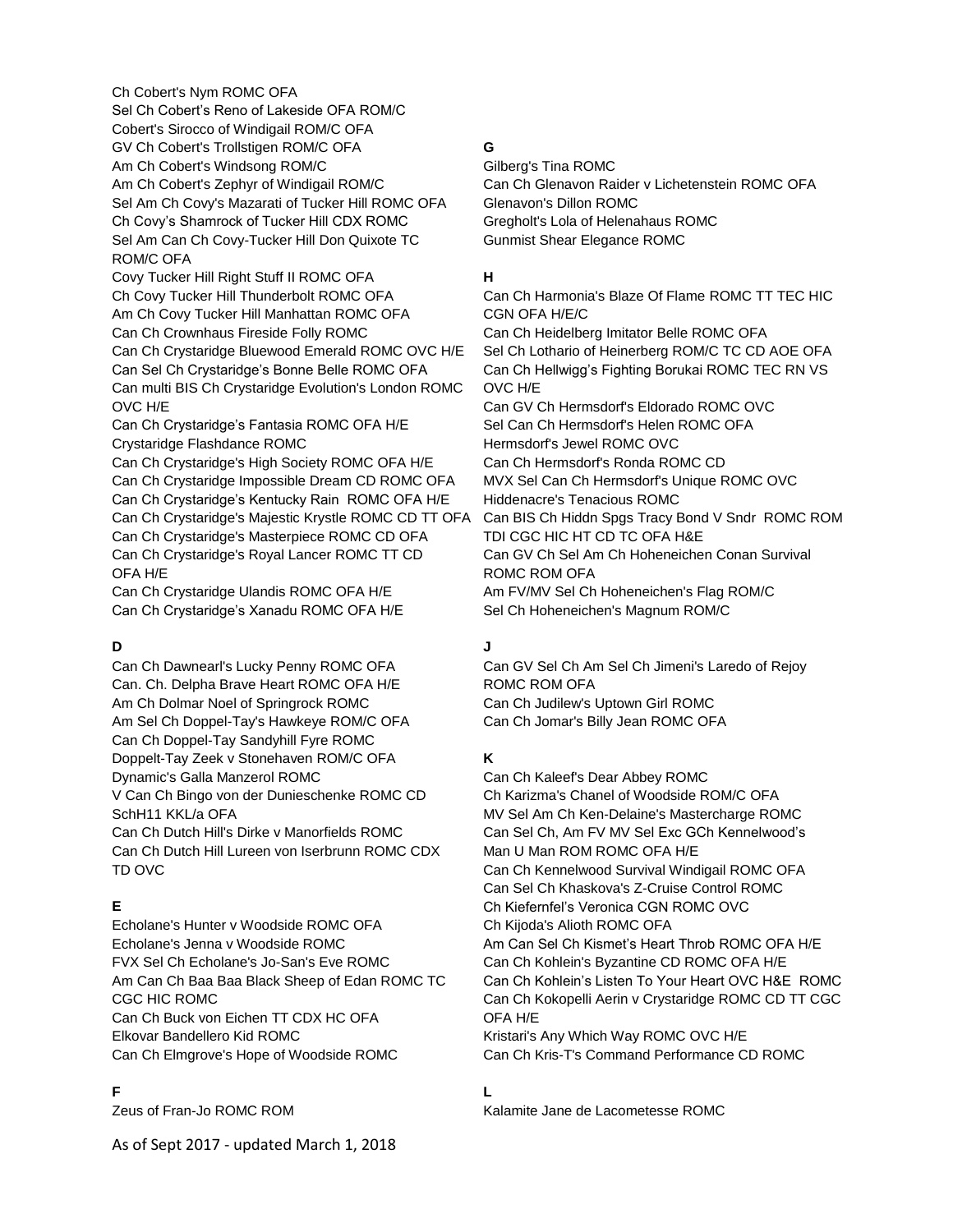Ch Cobert's Nym ROMC OFA
Sel Ch Cobert's Reno of Lakeside OFA ROM/C
Cobert's Sirocco of Windigail ROM/C OFA
GV Ch Cobert's Trollstigen ROM/C OFA
Am Ch Cobert's Windsong ROM/C
Am Ch Cobert's Zephyr of Windigail ROM/C
Sel Am Ch Covy's Mazarati of Tucker Hill ROMC OFA
Ch Covy's Shamrock of Tucker Hill CDX ROMC
Sel Am Can Ch Covy-Tucker Hill Don Quixote TC ROM/C OFA
Covy Tucker Hill Right Stuff II ROMC OFA
Ch Covy Tucker Hill Thunderbolt ROMC OFA
Am Ch Covy Tucker Hill Manhattan ROMC OFA
Can Ch Crownhaus Fireside Folly ROMC
Can Ch Crystaridge Bluewood Emerald ROMC OVC H/E
Can Sel Ch Crystaridge's Bonne Belle ROMC OFA
Can multi BIS Ch Crystaridge Evolution's London ROMC OVC H/E
Can Ch Crystaridge's Fantasia ROMC OFA H/E
Crystaridge Flashdance ROMC
Can Ch Crystaridge's High Society ROMC OFA H/E
Can Ch Crystaridge Impossible Dream CD ROMC OFA
Can Ch Crystaridge's Kentucky Rain ROMC OFA H/E
Can Ch Crystaridge's Majestic Krystle ROMC CD TT OFA
Can Ch Crystaridge's Masterpiece ROMC CD OFA
Can Ch Crystaridge's Royal Lancer ROMC TT CD OFA H/E
Can Ch Crystaridge Ulandis ROMC OFA H/E
Can Ch Crystaridge's Xanadu ROMC OFA H/E

**D**

Can Ch Dawnearl's Lucky Penny ROMC OFA
Can. Ch. Delpha Brave Heart ROMC OFA H/E
Am Ch Dolmar Noel of Springrock ROMC
Am Sel Ch Doppel-Tay's Hawkeye ROM/C OFA
Can Ch Doppel-Tay Sandyhill Fyre ROMC
Doppelt-Tay Zeek v Stonehaven ROM/C OFA
Dynamic's Galla Manzerol ROMC
V Can Ch Bingo von der Dunieschenke ROMC CD SchH11 KKL/a OFA
Can Ch Dutch Hill's Dirke v Manorfields ROMC
Can Ch Dutch Hill Lureen von Iserbrunn ROMC CDX TD OVC

**E**

Echolane's Hunter v Woodside ROMC OFA
Echolane's Jenna v Woodside ROMC
FVX Sel Ch Echolane's Jo-San's Eve ROMC
Am Can Ch Baa Baa Black Sheep of Edan ROMC TC CGC HIC ROMC
Can Ch Buck von Eichen TT CDX HC OFA
Elkovar Bandellero Kid ROMC
Can Ch Elmgrove's Hope of Woodside ROMC

**F**

Zeus of Fran-Jo ROMC ROM

**G**

Gilberg's Tina ROMC
Can Ch Glenavon Raider v Lichetenstein ROMC OFA
Glenavon's Dillon ROMC
Gregholt's Lola of Helenahaus ROMC
Gunmist Shear Elegance ROMC

**H**

Can Ch Harmonia's Blaze Of Flame ROMC TT TEC HIC CGN OFA H/E/C
Can Ch Heidelberg Imitator Belle ROMC OFA
Sel Ch Lothario of Heinerberg ROM/C TC CD AOE OFA
Can Ch Hellwigg's Fighting Borukai ROMC TEC RN VS OVC H/E
Can GV Ch Hermsdorf's Eldorado ROMC OVC
Sel Can Ch Hermsdorf's Helen ROMC OFA
Hermsdorf's Jewel ROMC OVC
Can Ch Hermsdorf's Ronda ROMC CD
MVX Sel Can Ch Hermsdorf's Unique ROMC OVC
Hiddenacre's Tenacious ROMC
Can BIS Ch Hiddn Spgs Tracy Bond V Sndr ROMC ROM TDI CGC HIC HT CD TC OFA H&E
Can GV Ch Sel Am Ch Hoheneichen Conan Survival ROMC ROM OFA
Am FV/MV Sel Ch Hoheneichen's Flag ROM/C
Sel Ch Hoheneichen's Magnum ROM/C

**J**

Can GV Sel Ch Am Sel Ch Jimeni's Laredo of Rejoy ROMC ROM OFA
Can Ch Judilew's Uptown Girl ROMC
Can Ch Jomar's Billy Jean ROMC OFA

**K**

Can Ch Kaleef's Dear Abbey ROMC
Ch Karizma's Chanel of Woodside ROM/C OFA
MV Sel Am Ch Ken-Delaine's Mastercharge ROMC
Can Sel Ch, Am FV MV Sel Exc GCh Kennelwood's Man U Man ROM ROMC OFA H/E
Can Ch Kennelwood Survival Windigail ROMC OFA
Can Sel Ch Khaskova's Z-Cruise Control ROMC
Ch Kiefernfel's Veronica CGN ROMC OVC
Ch Kijoda's Alioth ROMC OFA
Am Can Sel Ch Kismet's Heart Throb ROMC OFA H/E
Can Ch Kohlein's Byzantine CD ROMC OFA H/E
Can Ch Kohlein's Listen To Your Heart OVC H&E ROMC
Can Ch Kokopelli Aerin v Crystaridge ROMC CD TT CGC OFA H/E
Kristari's Any Which Way ROMC OVC H/E
Can Ch Kris-T's Command Performance CD ROMC

**L**

Kalamite Jane de Lacometesse ROMC

As of Sept 2017 - updated March 1, 2018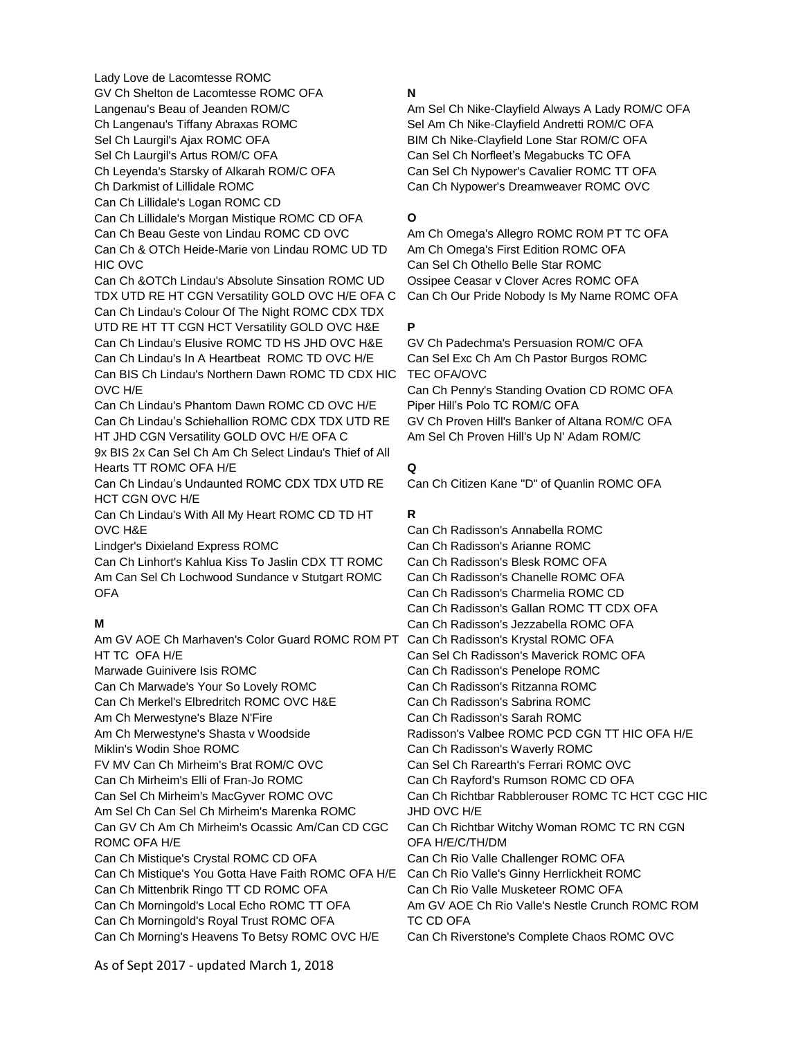Lady Love de Lacomtesse ROMC
GV Ch Shelton de Lacomtesse ROMC OFA
Langenau's Beau of Jeanden ROM/C
Ch Langenau's Tiffany Abraxas ROMC
Sel Ch Laurgil's Ajax ROMC OFA
Sel Ch Laurgil's Artus ROM/C OFA
Ch Leyenda's Starsky of Alkarah ROM/C OFA
Ch Darkmist of Lillidale ROMC
Can Ch Lillidale's Logan ROMC CD
Can Ch Lillidale's Morgan Mistique ROMC CD OFA
Can Ch Beau Geste von Lindau ROMC CD OVC
Can Ch & OTCh Heide-Marie von Lindau ROMC UD TD HIC OVC
Can Ch &OTCh Lindau's Absolute Sinsation ROMC UD TDX UTD RE HT CGN Versatility GOLD OVC H/E OFA C
Can Ch Lindau's Colour Of The Night ROMC CDX TDX UTD RE HT TT CGN HCT Versatility GOLD OVC H&E
Can Ch Lindau's Elusive ROMC TD HS JHD OVC H&E
Can Ch Lindau's In A Heartbeat ROMC TD OVC H/E
Can BIS Ch Lindau's Northern Dawn ROMC TD CDX HIC OVC H/E
Can Ch Lindau's Phantom Dawn ROMC CD OVC H/E
Can Ch Lindau's Schiehallion ROMC CDX TDX UTD RE HT JHD CGN Versatility GOLD OVC H/E OFA C
9x BIS 2x Can Sel Ch Am Ch Select Lindau's Thief of All Hearts TT ROMC OFA H/E
Can Ch Lindau's Undaunted ROMC CDX TDX UTD RE HCT CGN OVC H/E
Can Ch Lindau's With All My Heart ROMC CD TD HT OVC H&E
Lindger's Dixieland Express ROMC
Can Ch Linhort's Kahlua Kiss To Jaslin CDX TT ROMC
Am Can Sel Ch Lochwood Sundance v Stutgart ROMC OFA

**M**

Am GV AOE Ch Marhaven's Color Guard ROMC ROM PT HT TC OFA H/E
Marwade Guinivere Isis ROMC
Can Ch Marwade's Your So Lovely ROMC
Can Ch Merkel's Elbredritch ROMC OVC H&E
Am Ch Merwestyne's Blaze N'Fire
Am Ch Merwestyne's Shasta v Woodside
Miklin's Wodin Shoe ROMC
FV MV Can Ch Mirheim's Brat ROM/C OVC
Can Ch Mirheim's Elli of Fran-Jo ROMC
Can Sel Ch Mirheim's MacGyver ROMC OVC
Am Sel Ch Can Sel Ch Mirheim's Marenka ROMC
Can GV Ch Am Ch Mirheim's Ocassic Am/Can CD CGC ROMC OFA H/E
Can Ch Mistique's Crystal ROMC CD OFA
Can Ch Mistique's You Gotta Have Faith ROMC OFA H/E
Can Ch Mittenbrik Ringo TT CD ROMC OFA
Can Ch Morningold's Local Echo ROMC TT OFA
Can Ch Morningold's Royal Trust ROMC OFA
Can Ch Morning's Heavens To Betsy ROMC OVC H/E

**N**

Am Sel Ch Nike-Clayfield Always A Lady ROM/C OFA
Sel Am Ch Nike-Clayfield Andretti ROM/C OFA
BIM Ch Nike-Clayfield Lone Star ROM/C OFA
Can Sel Ch Norfleet's Megabucks TC OFA
Can Sel Ch Nypower's Cavalier ROMC TT OFA
Can Ch Nypower's Dreamweaver ROMC OVC

**O**

Am Ch Omega's Allegro ROMC ROM PT TC OFA
Am Ch Omega's First Edition ROMC OFA
Can Sel Ch Othello Belle Star ROMC
Ossipee Ceasar v Clover Acres ROMC OFA
Can Ch Our Pride Nobody Is My Name ROMC OFA

**P**

GV Ch Padechma's Persuasion ROM/C OFA
Can Sel Exc Ch Am Ch Pastor Burgos ROMC TEC OFA/OVC
Can Ch Penny's Standing Ovation CD ROMC OFA
Piper Hill's Polo TC ROM/C OFA
GV Ch Proven Hill's Banker of Altana ROM/C OFA
Am Sel Ch Proven Hill's Up N' Adam ROM/C

**Q**

Can Ch Citizen Kane "D" of Quanlin ROMC OFA

**R**

Can Ch Radisson's Annabella ROMC
Can Ch Radisson's Arianne ROMC
Can Ch Radisson's Blesk ROMC OFA
Can Ch Radisson's Chanelle ROMC OFA
Can Ch Radisson's Charmelia ROMC CD
Can Ch Radisson's Gallan ROMC TT CDX OFA
Can Ch Radisson's Jezzabella ROMC OFA
Can Ch Radisson's Krystal ROMC OFA
Can Sel Ch Radisson's Maverick ROMC OFA
Can Ch Radisson's Penelope ROMC
Can Ch Radisson's Ritzanna ROMC
Can Ch Radisson's Sabrina ROMC
Can Ch Radisson's Sarah ROMC
Radisson's Valbee ROMC PCD CGN TT HIC OFA H/E
Can Ch Radisson's Waverly ROMC
Can Sel Ch Rarearth's Ferrari ROMC OVC
Can Ch Rayford's Rumson ROMC CD OFA
Can Ch Richtbar Rabblerouser ROMC TC HCT CGC HIC JHD OVC H/E
Can Ch Richtbar Witchy Woman ROMC TC RN CGN OFA H/E/C/TH/DM
Can Ch Rio Valle Challenger ROMC OFA
Can Ch Rio Valle's Ginny Herrlickheit ROMC
Can Ch Rio Valle Musketeer ROMC OFA
Am GV AOE Ch Rio Valle's Nestle Crunch ROMC ROM TC CD OFA
Can Ch Riverstone's Complete Chaos ROMC OVC

As of Sept 2017 - updated March 1, 2018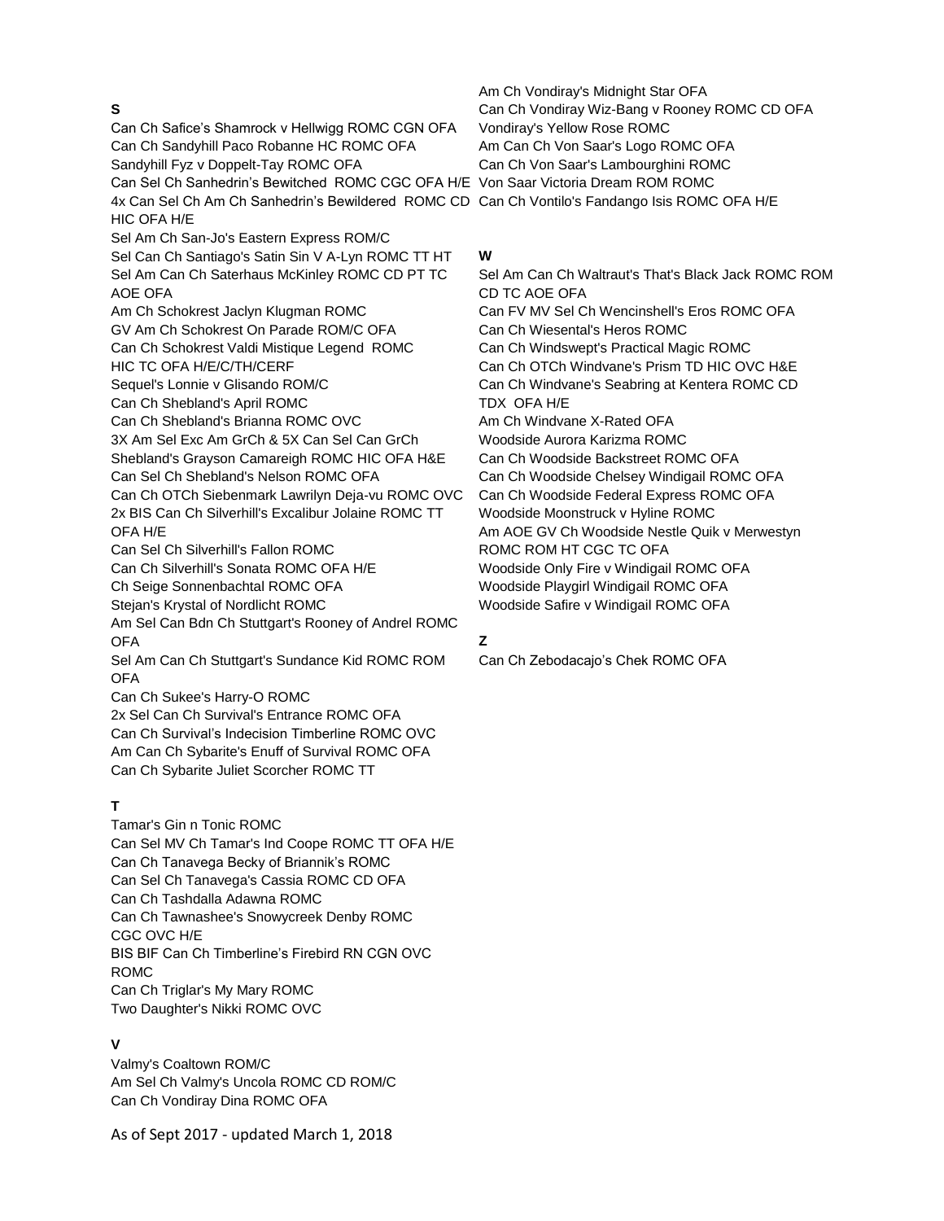**S**

Can Ch Safice's Shamrock v Hellwigg ROMC CGN OFA
Can Ch Sandyhill Paco Robanne HC ROMC OFA
Sandyhill Fyz v Doppelt-Tay ROMC OFA
Can Sel Ch Sanhedrin's Bewitched ROMC CGC OFA H/E
4x Can Sel Ch Am Ch Sanhedrin's Bewildered ROMC CD HIC OFA H/E
Sel Am Ch San-Jo's Eastern Express ROM/C
Sel Can Ch Santiago's Satin Sin V A-Lyn ROMC TT HT
Sel Am Can Ch Saterhaus McKinley ROMC CD PT TC AOE OFA
Am Ch Schokrest Jaclyn Klugman ROMC
GV Am Ch Schokrest On Parade ROM/C OFA
Can Ch Schokrest Valdi Mistique Legend ROMC HIC TC OFA H/E/C/TH/CERF
Sequel's Lonnie v Glisando ROM/C
Can Ch Shebland's April ROMC
Can Ch Shebland's Brianna ROMC OVC
3X Am Sel Exc Am GrCh & 5X Can Sel Can GrCh Shebland's Grayson Camareigh ROMC HIC OFA H&E
Can Sel Ch Shebland's Nelson ROMC OFA
Can Ch OTCh Siebenmark Lawrilyn Deja-vu ROMC OVC
2x BIS Can Ch Silverhill's Excalibur Jolaine ROMC TT OFA H/E
Can Sel Ch Silverhill's Fallon ROMC
Can Ch Silverhill's Sonata ROMC OFA H/E
Ch Seige Sonnenbachtal ROMC OFA
Stejan's Krystal of Nordlicht ROMC
Am Sel Can Bdn Ch Stuttgart's Rooney of Andrel ROMC OFA
Sel Am Can Ch Stuttgart's Sundance Kid ROMC ROM OFA
Can Ch Sukee's Harry-O ROMC
2x Sel Can Ch Survival's Entrance ROMC OFA
Can Ch Survival's Indecision Timberline ROMC OVC
Am Can Ch Sybarite's Enuff of Survival ROMC OFA
Can Ch Sybarite Juliet Scorcher ROMC TT

**T**

Tamar's Gin n Tonic ROMC
Can Sel MV Ch Tamar's Ind Coope ROMC TT OFA H/E
Can Ch Tanavega Becky of Briannik's ROMC
Can Sel Ch Tanavega's Cassia ROMC CD OFA
Can Ch Tashdalla Adawna ROMC
Can Ch Tawnashee's Snowycreek Denby ROMC CGC OVC H/E
BIS BIF Can Ch Timberline's Firebird RN CGN OVC ROMC
Can Ch Triglar's My Mary ROMC
Two Daughter's Nikki ROMC OVC

**V**

Valmy's Coaltown ROM/C
Am Sel Ch Valmy's Uncola ROMC CD ROM/C
Can Ch Vondiray Dina ROMC OFA
Am Ch Vondiray's Midnight Star OFA
Can Ch Vondiray Wiz-Bang v Rooney ROMC CD OFA
Vondiray's Yellow Rose ROMC
Am Can Ch Von Saar's Logo ROMC OFA
Can Ch Von Saar's Lambourghini ROMC
Von Saar Victoria Dream ROM ROMC
Can Ch Vontilo's Fandango Isis ROMC OFA H/E

**W**

Sel Am Can Ch Waltraut's That's Black Jack ROMC ROM CD TC AOE OFA
Can FV MV Sel Ch Wencinshell's Eros ROMC OFA
Can Ch Wiesental's Heros ROMC
Can Ch Windswept's Practical Magic ROMC
Can Ch OTCh Windvane's Prism TD HIC OVC H&E
Can Ch Windvane's Seabring at Kentera ROMC CD TDX OFA H/E
Am Ch Windvane X-Rated OFA
Woodside Aurora Karizma ROMC
Can Ch Woodside Backstreet ROMC OFA
Can Ch Woodside Chelsey Windigail ROMC OFA
Can Ch Woodside Federal Express ROMC OFA
Woodside Moonstruck v Hyline ROMC
Am AOE GV Ch Woodside Nestle Quik v Merwestyn ROMC ROM HT CGC TC OFA
Woodside Only Fire v Windigail ROMC OFA
Woodside Playgirl Windigail ROMC OFA
Woodside Safire v Windigail ROMC OFA

**Z**

Can Ch Zebodacajo's Chek ROMC OFA

As of Sept 2017 - updated March 1, 2018